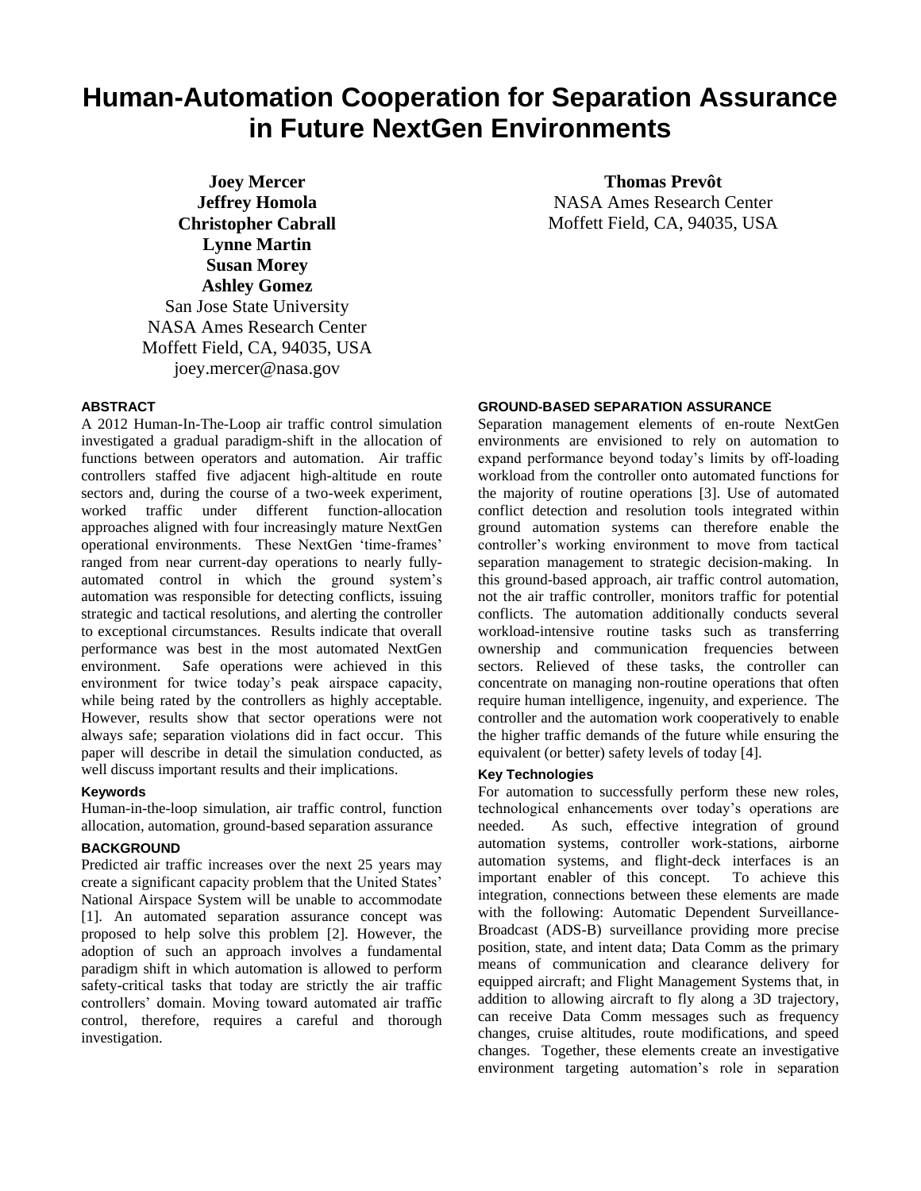# Human-Automation Cooperation for Separation Assurance in Future NextGen Environments

**Joey Mercer**
**Jeffrey Homola**
**Christopher Cabrall**
**Lynne Martin**
**Susan Morey**
**Ashley Gomez**
San Jose State University
NASA Ames Research Center
Moffett Field, CA, 94035, USA
joey.mercer@nasa.gov

**Thomas Prevôt**
NASA Ames Research Center
Moffett Field, CA, 94035, USA

## ABSTRACT

A 2012 Human-In-The-Loop air traffic control simulation investigated a gradual paradigm-shift in the allocation of functions between operators and automation. Air traffic controllers staffed five adjacent high-altitude en route sectors and, during the course of a two-week experiment, worked traffic under different function-allocation approaches aligned with four increasingly mature NextGen operational environments. These NextGen 'time-frames' ranged from near current-day operations to nearly fully-automated control in which the ground system's automation was responsible for detecting conflicts, issuing strategic and tactical resolutions, and alerting the controller to exceptional circumstances. Results indicate that overall performance was best in the most automated NextGen environment. Safe operations were achieved in this environment for twice today's peak airspace capacity, while being rated by the controllers as highly acceptable. However, results show that sector operations were not always safe; separation violations did in fact occur. This paper will describe in detail the simulation conducted, as well discuss important results and their implications.

### Keywords

Human-in-the-loop simulation, air traffic control, function allocation, automation, ground-based separation assurance

## BACKGROUND

Predicted air traffic increases over the next 25 years may create a significant capacity problem that the United States' National Airspace System will be unable to accommodate [1]. An automated separation assurance concept was proposed to help solve this problem [2]. However, the adoption of such an approach involves a fundamental paradigm shift in which automation is allowed to perform safety-critical tasks that today are strictly the air traffic controllers' domain. Moving toward automated air traffic control, therefore, requires a careful and thorough investigation.

## GROUND-BASED SEPARATION ASSURANCE

Separation management elements of en-route NextGen environments are envisioned to rely on automation to expand performance beyond today's limits by off-loading workload from the controller onto automated functions for the majority of routine operations [3]. Use of automated conflict detection and resolution tools integrated within ground automation systems can therefore enable the controller's working environment to move from tactical separation management to strategic decision-making. In this ground-based approach, air traffic control automation, not the air traffic controller, monitors traffic for potential conflicts. The automation additionally conducts several workload-intensive routine tasks such as transferring ownership and communication frequencies between sectors. Relieved of these tasks, the controller can concentrate on managing non-routine operations that often require human intelligence, ingenuity, and experience. The controller and the automation work cooperatively to enable the higher traffic demands of the future while ensuring the equivalent (or better) safety levels of today [4].

### Key Technologies

For automation to successfully perform these new roles, technological enhancements over today's operations are needed. As such, effective integration of ground automation systems, controller work-stations, airborne automation systems, and flight-deck interfaces is an important enabler of this concept. To achieve this integration, connections between these elements are made with the following: Automatic Dependent Surveillance-Broadcast (ADS-B) surveillance providing more precise position, state, and intent data; Data Comm as the primary means of communication and clearance delivery for equipped aircraft; and Flight Management Systems that, in addition to allowing aircraft to fly along a 3D trajectory, can receive Data Comm messages such as frequency changes, cruise altitudes, route modifications, and speed changes. Together, these elements create an investigative environment targeting automation's role in separation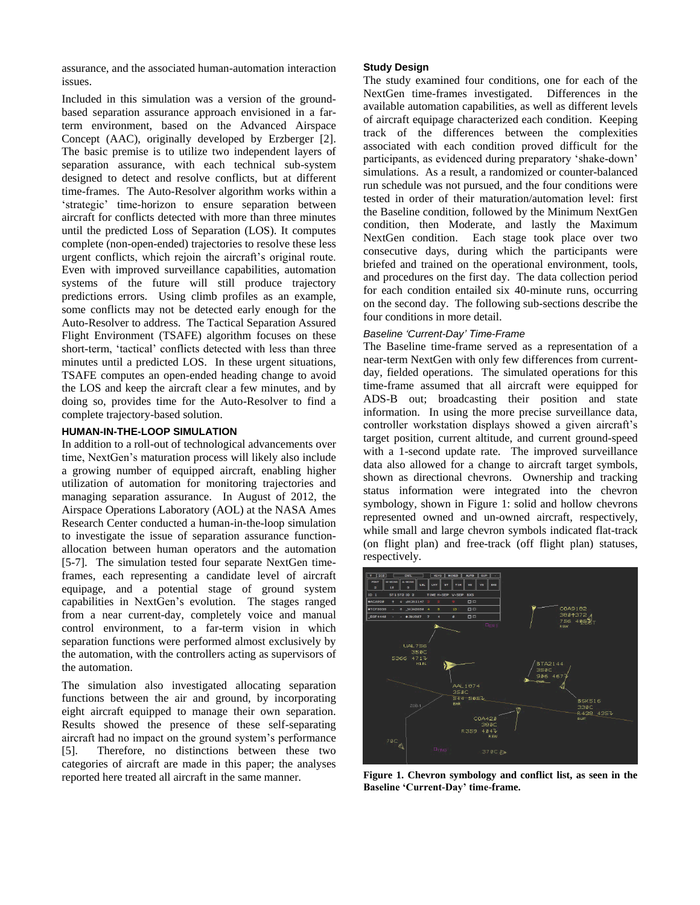assurance, and the associated human-automation interaction issues.

Included in this simulation was a version of the ground-based separation assurance approach envisioned in a far-term environment, based on the Advanced Airspace Concept (AAC), originally developed by Erzberger [2]. The basic premise is to utilize two independent layers of separation assurance, with each technical sub-system designed to detect and resolve conflicts, but at different time-frames. The Auto-Resolver algorithm works within a 'strategic' time-horizon to ensure separation between aircraft for conflicts detected with more than three minutes until the predicted Loss of Separation (LOS). It computes complete (non-open-ended) trajectories to resolve these less urgent conflicts, which rejoin the aircraft's original route. Even with improved surveillance capabilities, automation systems of the future will still produce trajectory predictions errors. Using climb profiles as an example, some conflicts may not be detected early enough for the Auto-Resolver to address. The Tactical Separation Assured Flight Environment (TSAFE) algorithm focuses on these short-term, 'tactical' conflicts detected with less than three minutes until a predicted LOS. In these urgent situations, TSAFE computes an open-ended heading change to avoid the LOS and keep the aircraft clear a few minutes, and by doing so, provides time for the Auto-Resolver to find a complete trajectory-based solution.

## HUMAN-IN-THE-LOOP SIMULATION

In addition to a roll-out of technological advancements over time, NextGen's maturation process will likely also include a growing number of equipped aircraft, enabling higher utilization of automation for monitoring trajectories and managing separation assurance. In August of 2012, the Airspace Operations Laboratory (AOL) at the NASA Ames Research Center conducted a human-in-the-loop simulation to investigate the issue of separation assurance function-allocation between human operators and the automation [5-7]. The simulation tested four separate NextGen time-frames, each representing a candidate level of aircraft equipage, and a potential stage of ground system capabilities in NextGen's evolution. The stages ranged from a near current-day, completely voice and manual control environment, to a far-term vision in which separation functions were performed almost exclusively by the automation, with the controllers acting as supervisors of the automation.

The simulation also investigated allocating separation functions between the air and ground, by incorporating eight aircraft equipped to manage their own separation. Results showed the presence of these self-separating aircraft had no impact on the ground system's performance [5]. Therefore, no distinctions between these two categories of aircraft are made in this paper; the analyses reported here treated all aircraft in the same manner.

### Study Design

The study examined four conditions, one for each of the NextGen time-frames investigated. Differences in the available automation capabilities, as well as different levels of aircraft equipage characterized each condition. Keeping track of the differences between the complexities associated with each condition proved difficult for the participants, as evidenced during preparatory 'shake-down' simulations. As a result, a randomized or counter-balanced run schedule was not pursued, and the four conditions were tested in order of their maturation/automation level: first the Baseline condition, followed by the Minimum NextGen condition, then Moderate, and lastly the Maximum NextGen condition. Each stage took place over two consecutive days, during which the participants were briefed and trained on the operational environment, tools, and procedures on the first day. The data collection period for each condition entailed six 40-minute runs, occurring on the second day. The following sub-sections describe the four conditions in more detail.

#### *Baseline 'Current-Day' Time-Frame*

The Baseline time-frame served as a representation of a near-term NextGen with only few differences from current-day, fielded operations. The simulated operations for this time-frame assumed that all aircraft were equipped for ADS-B out; broadcasting their position and state information. In using the more precise surveillance data, controller workstation displays showed a given aircraft's target position, current altitude, and current ground-speed with a 1-second update rate. The improved surveillance data also allowed for a change to aircraft target symbols, shown as directional chevrons. Ownership and tracking status information were integrated into the chevron symbology, shown in Figure 1: solid and hollow chevrons represented owned and un-owned aircraft, respectively, while small and large chevron symbols indicated flat-track (on flight plan) and free-track (off flight plan) statuses, respectively.

**Figure 1. Chevron symbology and conflict list, as seen in the Baseline 'Current-Day' time-frame.**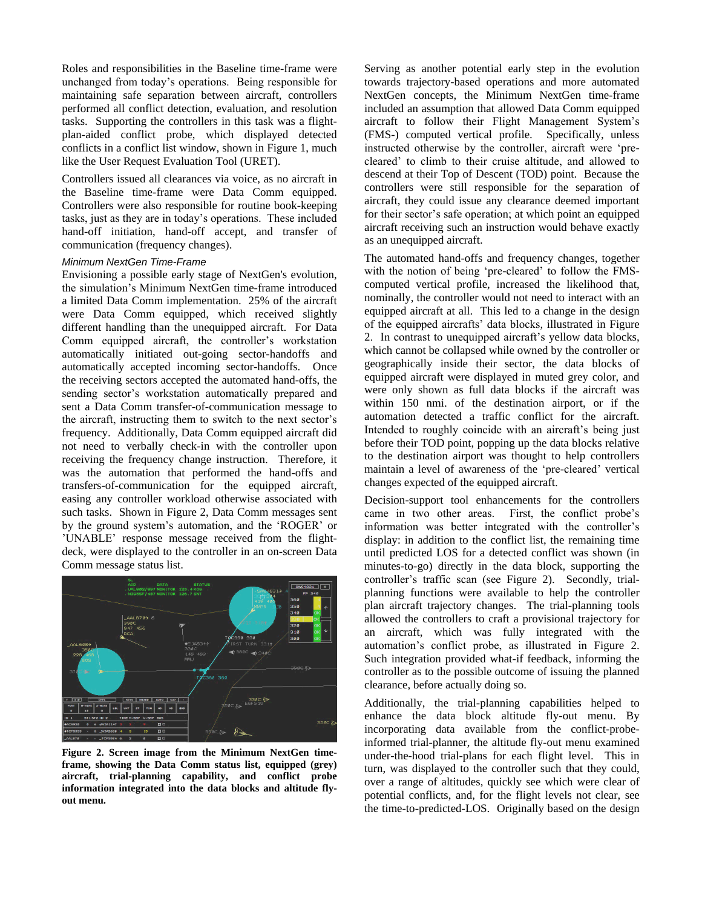Roles and responsibilities in the Baseline time-frame were unchanged from today's operations. Being responsible for maintaining safe separation between aircraft, controllers performed all conflict detection, evaluation, and resolution tasks. Supporting the controllers in this task was a flight-plan-aided conflict probe, which displayed detected conflicts in a conflict list window, shown in Figure 1, much like the User Request Evaluation Tool (URET).

Controllers issued all clearances via voice, as no aircraft in the Baseline time-frame were Data Comm equipped. Controllers were also responsible for routine book-keeping tasks, just as they are in today's operations. These included hand-off initiation, hand-off accept, and transfer of communication (frequency changes).

*Minimum NextGen Time-Frame*

Envisioning a possible early stage of NextGen's evolution, the simulation's Minimum NextGen time-frame introduced a limited Data Comm implementation. 25% of the aircraft were Data Comm equipped, which received slightly different handling than the unequipped aircraft. For Data Comm equipped aircraft, the controller's workstation automatically initiated out-going sector-handoffs and automatically accepted incoming sector-handoffs. Once the receiving sectors accepted the automated hand-offs, the sending sector's workstation automatically prepared and sent a Data Comm transfer-of-communication message to the aircraft, instructing them to switch to the next sector's frequency. Additionally, Data Comm equipped aircraft did not need to verbally check-in with the controller upon receiving the frequency change instruction. Therefore, it was the automation that performed the hand-offs and transfers-of-communication for the equipped aircraft, easing any controller workload otherwise associated with such tasks. Shown in Figure 2, Data Comm messages sent by the ground system's automation, and the 'ROGER' or 'UNABLE' response message received from the flight-deck, were displayed to the controller in an on-screen Data Comm message status list.

**Figure 2. Screen image from the Minimum NextGen time-frame, showing the Data Comm status list, equipped (grey) aircraft, trial-planning capability, and conflict probe information integrated into the data blocks and altitude fly-out menu.**

Serving as another potential early step in the evolution towards trajectory-based operations and more automated NextGen concepts, the Minimum NextGen time-frame included an assumption that allowed Data Comm equipped aircraft to follow their Flight Management System's (FMS-) computed vertical profile. Specifically, unless instructed otherwise by the controller, aircraft were 'pre-cleared' to climb to their cruise altitude, and allowed to descend at their Top of Descent (TOD) point. Because the controllers were still responsible for the separation of aircraft, they could issue any clearance deemed important for their sector's safe operation; at which point an equipped aircraft receiving such an instruction would behave exactly as an unequipped aircraft.

The automated hand-offs and frequency changes, together with the notion of being 'pre-cleared' to follow the FMS-computed vertical profile, increased the likelihood that, nominally, the controller would not need to interact with an equipped aircraft at all. This led to a change in the design of the equipped aircrafts' data blocks, illustrated in Figure 2. In contrast to unequipped aircraft's yellow data blocks, which cannot be collapsed while owned by the controller or geographically inside their sector, the data blocks of equipped aircraft were displayed in muted grey color, and were only shown as full data blocks if the aircraft was within 150 nmi. of the destination airport, or if the automation detected a traffic conflict for the aircraft. Intended to roughly coincide with an aircraft's being just before their TOD point, popping up the data blocks relative to the destination airport was thought to help controllers maintain a level of awareness of the 'pre-cleared' vertical changes expected of the equipped aircraft.

Decision-support tool enhancements for the controllers came in two different areas. First, the conflict probe's information was better integrated with the controller's display: in addition to the conflict list, the remaining time until predicted LOS for a detected conflict was shown (in minutes-to-go) directly in the data block, supporting the controller's traffic scan (see Figure 2). Secondly, trial-planning functions were available to help the controller plan aircraft trajectory changes. The trial-planning tools allowed the controllers to craft a provisional trajectory for an aircraft, which was fully integrated with the automation's conflict probe, as illustrated in Figure 2. Such integration provided what-if feedback, informing the controller as to the possible outcome of issuing the planned clearance, before actually doing so.

Additionally, the trial-planning capabilities helped to enhance the data block altitude fly-out menu. By incorporating data available from the conflict-probe-informed trial-planner, the altitude fly-out menu examined under-the-hood trial-plans for each flight level. This in turn, was displayed to the controller such that they could, over a range of altitudes, quickly see which were clear of potential conflicts, and, for the flight levels not clear, see the time-to-predicted-LOS. Originally based on the design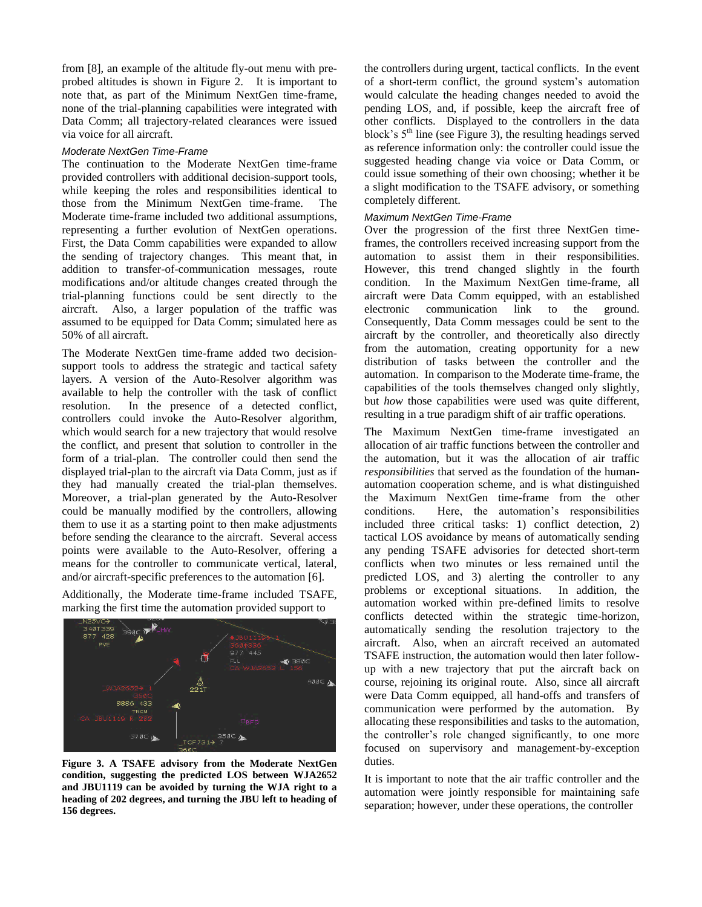from [8], an example of the altitude fly-out menu with pre-probed altitudes is shown in Figure 2. It is important to note that, as part of the Minimum NextGen time-frame, none of the trial-planning capabilities were integrated with Data Comm; all trajectory-related clearances were issued via voice for all aircraft.

*Moderate NextGen Time-Frame*

The continuation to the Moderate NextGen time-frame provided controllers with additional decision-support tools, while keeping the roles and responsibilities identical to those from the Minimum NextGen time-frame. The Moderate time-frame included two additional assumptions, representing a further evolution of NextGen operations. First, the Data Comm capabilities were expanded to allow the sending of trajectory changes. This meant that, in addition to transfer-of-communication messages, route modifications and/or altitude changes created through the trial-planning functions could be sent directly to the aircraft. Also, a larger population of the traffic was assumed to be equipped for Data Comm; simulated here as 50% of all aircraft.

The Moderate NextGen time-frame added two decision-support tools to address the strategic and tactical safety layers. A version of the Auto-Resolver algorithm was available to help the controller with the task of conflict resolution. In the presence of a detected conflict, controllers could invoke the Auto-Resolver algorithm, which would search for a new trajectory that would resolve the conflict, and present that solution to controller in the form of a trial-plan. The controller could then send the displayed trial-plan to the aircraft via Data Comm, just as if they had manually created the trial-plan themselves. Moreover, a trial-plan generated by the Auto-Resolver could be manually modified by the controllers, allowing them to use it as a starting point to then make adjustments before sending the clearance to the aircraft. Several access points were available to the Auto-Resolver, offering a means for the controller to communicate vertical, lateral, and/or aircraft-specific preferences to the automation [6].

Additionally, the Moderate time-frame included TSAFE, marking the first time the automation provided support to the controllers during urgent, tactical conflicts. In the event of a short-term conflict, the ground system's automation would calculate the heading changes needed to avoid the pending LOS, and, if possible, keep the aircraft free of other conflicts. Displayed to the controllers in the data block's 5th line (see Figure 3), the resulting headings served as reference information only: the controller could issue the suggested heading change via voice or Data Comm, or could issue something of their own choosing; whether it be a slight modification to the TSAFE advisory, or something completely different.

**Figure 3. A TSAFE advisory from the Moderate NextGen condition, suggesting the predicted LOS between WJA2652 and JBU1119 can be avoided by turning the WJA right to a heading of 202 degrees, and turning the JBU left to heading of 156 degrees.**

*Maximum NextGen Time-Frame*

Over the progression of the first three NextGen time-frames, the controllers received increasing support from the automation to assist them in their responsibilities. However, this trend changed slightly in the fourth condition. In the Maximum NextGen time-frame, all aircraft were Data Comm equipped, with an established electronic communication link to the ground. Consequently, Data Comm messages could be sent to the aircraft by the controller, and theoretically also directly from the automation, creating opportunity for a new distribution of tasks between the controller and the automation. In comparison to the Moderate time-frame, the capabilities of the tools themselves changed only slightly, but *how* those capabilities were used was quite different, resulting in a true paradigm shift of air traffic operations.

The Maximum NextGen time-frame investigated an allocation of air traffic functions between the controller and the automation, but it was the allocation of air traffic *responsibilities* that served as the foundation of the human-automation cooperation scheme, and is what distinguished the Maximum NextGen time-frame from the other conditions. Here, the automation's responsibilities included three critical tasks: 1) conflict detection, 2) tactical LOS avoidance by means of automatically sending any pending TSAFE advisories for detected short-term conflicts when two minutes or less remained until the predicted LOS, and 3) alerting the controller to any problems or exceptional situations. In addition, the automation worked within pre-defined limits to resolve conflicts detected within the strategic time-horizon, automatically sending the resolution trajectory to the aircraft. Also, when an aircraft received an automated TSAFE instruction, the automation would then later follow-up with a new trajectory that put the aircraft back on course, rejoining its original route. Also, since all aircraft were Data Comm equipped, all hand-offs and transfers of communication were performed by the automation. By allocating these responsibilities and tasks to the automation, the controller's role changed significantly, to one more focused on supervisory and management-by-exception duties.

It is important to note that the air traffic controller and the automation were jointly responsible for maintaining safe separation; however, under these operations, the controller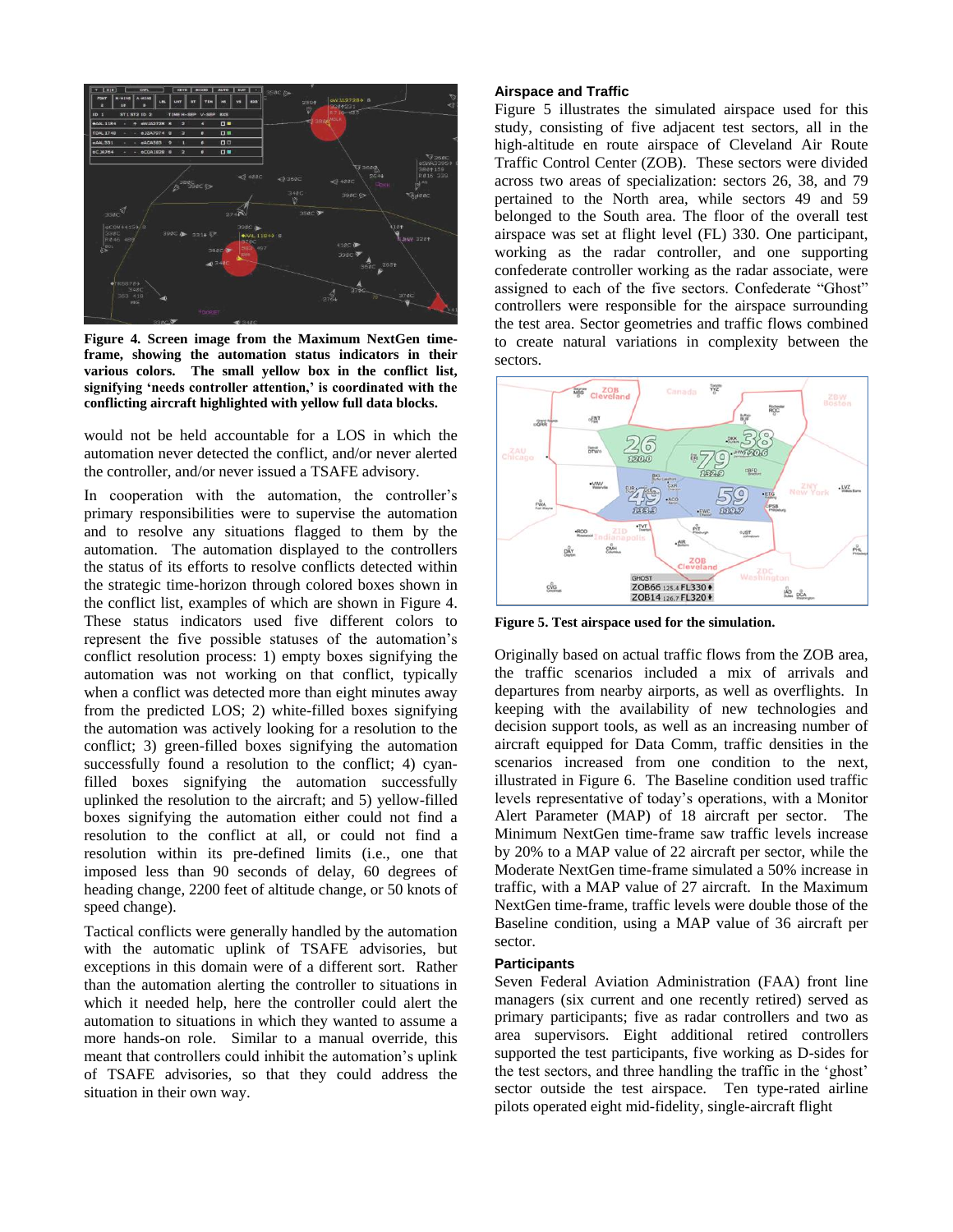**Figure 4. Screen image from the Maximum NextGen time-frame, showing the automation status indicators in their various colors. The small yellow box in the conflict list, signifying 'needs controller attention,' is coordinated with the conflicting aircraft highlighted with yellow full data blocks.**

would not be held accountable for a LOS in which the automation never detected the conflict, and/or never alerted the controller, and/or never issued a TSAFE advisory.

In cooperation with the automation, the controller's primary responsibilities were to supervise the automation and to resolve any situations flagged to them by the automation. The automation displayed to the controllers the status of its efforts to resolve conflicts detected within the strategic time-horizon through colored boxes shown in the conflict list, examples of which are shown in Figure 4. These status indicators used five different colors to represent the five possible statuses of the automation's conflict resolution process: 1) empty boxes signifying the automation was not working on that conflict, typically when a conflict was detected more than eight minutes away from the predicted LOS; 2) white-filled boxes signifying the automation was actively looking for a resolution to the conflict; 3) green-filled boxes signifying the automation successfully found a resolution to the conflict; 4) cyan-filled boxes signifying the automation successfully uplinked the resolution to the aircraft; and 5) yellow-filled boxes signifying the automation either could not find a resolution to the conflict at all, or could not find a resolution within its pre-defined limits (i.e., one that imposed less than 90 seconds of delay, 60 degrees of heading change, 2200 feet of altitude change, or 50 knots of speed change).

Tactical conflicts were generally handled by the automation with the automatic uplink of TSAFE advisories, but exceptions in this domain were of a different sort. Rather than the automation alerting the controller to situations in which it needed help, here the controller could alert the automation to situations in which they wanted to assume a more hands-on role. Similar to a manual override, this meant that controllers could inhibit the automation's uplink of TSAFE advisories, so that they could address the situation in their own way.

### Airspace and Traffic

Figure 5 illustrates the simulated airspace used for this study, consisting of five adjacent test sectors, all in the high-altitude en route airspace of Cleveland Air Route Traffic Control Center (ZOB). These sectors were divided across two areas of specialization: sectors 26, 38, and 79 pertained to the North area, while sectors 49 and 59 belonged to the South area. The floor of the overall test airspace was set at flight level (FL) 330. One participant, working as the radar controller, and one supporting confederate controller working as the radar associate, were assigned to each of the five sectors. Confederate "Ghost" controllers were responsible for the airspace surrounding the test area. Sector geometries and traffic flows combined to create natural variations in complexity between the sectors.

**Figure 5. Test airspace used for the simulation.**

Originally based on actual traffic flows from the ZOB area, the traffic scenarios included a mix of arrivals and departures from nearby airports, as well as overflights. In keeping with the availability of new technologies and decision support tools, as well as an increasing number of aircraft equipped for Data Comm, traffic densities in the scenarios increased from one condition to the next, illustrated in Figure 6. The Baseline condition used traffic levels representative of today's operations, with a Monitor Alert Parameter (MAP) of 18 aircraft per sector. The Minimum NextGen time-frame saw traffic levels increase by 20% to a MAP value of 22 aircraft per sector, while the Moderate NextGen time-frame simulated a 50% increase in traffic, with a MAP value of 27 aircraft. In the Maximum NextGen time-frame, traffic levels were double those of the Baseline condition, using a MAP value of 36 aircraft per sector.

### Participants

Seven Federal Aviation Administration (FAA) front line managers (six current and one recently retired) served as primary participants; five as radar controllers and two as area supervisors. Eight additional retired controllers supported the test participants, five working as D-sides for the test sectors, and three handling the traffic in the 'ghost' sector outside the test airspace. Ten type-rated airline pilots operated eight mid-fidelity, single-aircraft flight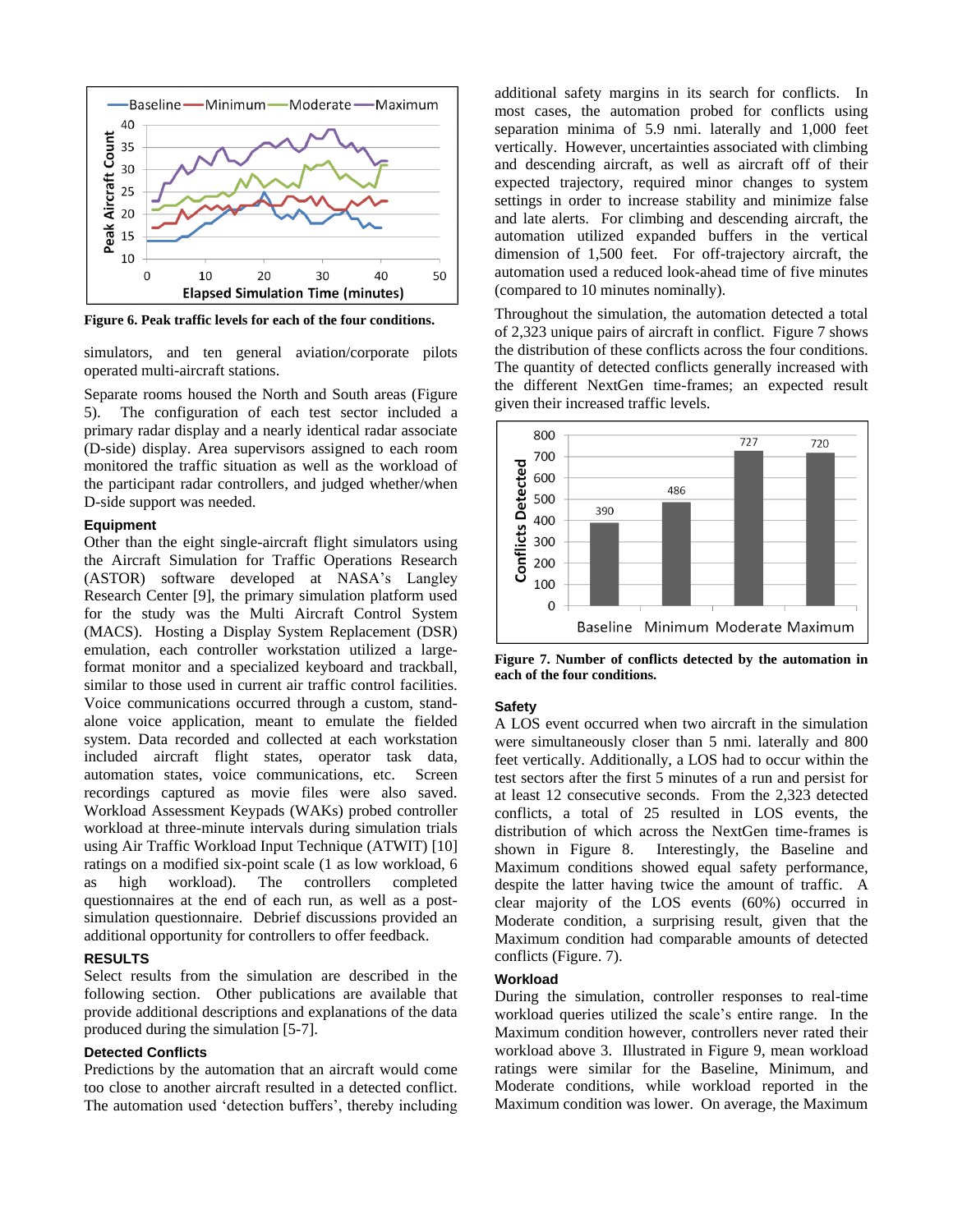Figure 6. Peak traffic levels for each of the four conditions.

simulators, and ten general aviation/corporate pilots operated multi-aircraft stations.

Separate rooms housed the North and South areas (Figure 5). The configuration of each test sector included a primary radar display and a nearly identical radar associate (D-side) display. Area supervisors assigned to each room monitored the traffic situation as well as the workload of the participant radar controllers, and judged whether/when D-side support was needed.

### Equipment

Other than the eight single-aircraft flight simulators using the Aircraft Simulation for Traffic Operations Research (ASTOR) software developed at NASA's Langley Research Center [9], the primary simulation platform used for the study was the Multi Aircraft Control System (MACS). Hosting a Display System Replacement (DSR) emulation, each controller workstation utilized a large-format monitor and a specialized keyboard and trackball, similar to those used in current air traffic control facilities. Voice communications occurred through a custom, stand-alone voice application, meant to emulate the fielded system. Data recorded and collected at each workstation included aircraft flight states, operator task data, automation states, voice communications, etc. Screen recordings captured as movie files were also saved. Workload Assessment Keypads (WAKs) probed controller workload at three-minute intervals during simulation trials using Air Traffic Workload Input Technique (ATWIT) [10] ratings on a modified six-point scale (1 as low workload, 6 as high workload). The controllers completed questionnaires at the end of each run, as well as a post-simulation questionnaire. Debrief discussions provided an additional opportunity for controllers to offer feedback.

## RESULTS

Select results from the simulation are described in the following section. Other publications are available that provide additional descriptions and explanations of the data produced during the simulation [5-7].

### Detected Conflicts

Predictions by the automation that an aircraft would come too close to another aircraft resulted in a detected conflict. The automation used 'detection buffers', thereby including additional safety margins in its search for conflicts. In most cases, the automation probed for conflicts using separation minima of 5.9 nmi. laterally and 1,000 feet vertically. However, uncertainties associated with climbing and descending aircraft, as well as aircraft off of their expected trajectory, required minor changes to system settings in order to increase stability and minimize false and late alerts. For climbing and descending aircraft, the automation utilized expanded buffers in the vertical dimension of 1,500 feet. For off-trajectory aircraft, the automation used a reduced look-ahead time of five minutes (compared to 10 minutes nominally).

Throughout the simulation, the automation detected a total of 2,323 unique pairs of aircraft in conflict. Figure 7 shows the distribution of these conflicts across the four conditions. The quantity of detected conflicts generally increased with the different NextGen time-frames; an expected result given their increased traffic levels.

Figure 7. Number of conflicts detected by the automation in each of the four conditions.

### Safety

A LOS event occurred when two aircraft in the simulation were simultaneously closer than 5 nmi. laterally and 800 feet vertically. Additionally, a LOS had to occur within the test sectors after the first 5 minutes of a run and persist for at least 12 consecutive seconds. From the 2,323 detected conflicts, a total of 25 resulted in LOS events, the distribution of which across the NextGen time-frames is shown in Figure 8. Interestingly, the Baseline and Maximum conditions showed equal safety performance, despite the latter having twice the amount of traffic. A clear majority of the LOS events (60%) occurred in Moderate condition, a surprising result, given that the Maximum condition had comparable amounts of detected conflicts (Figure. 7).

### Workload

During the simulation, controller responses to real-time workload queries utilized the scale's entire range. In the Maximum condition however, controllers never rated their workload above 3. Illustrated in Figure 9, mean workload ratings were similar for the Baseline, Minimum, and Moderate conditions, while workload reported in the Maximum condition was lower. On average, the Maximum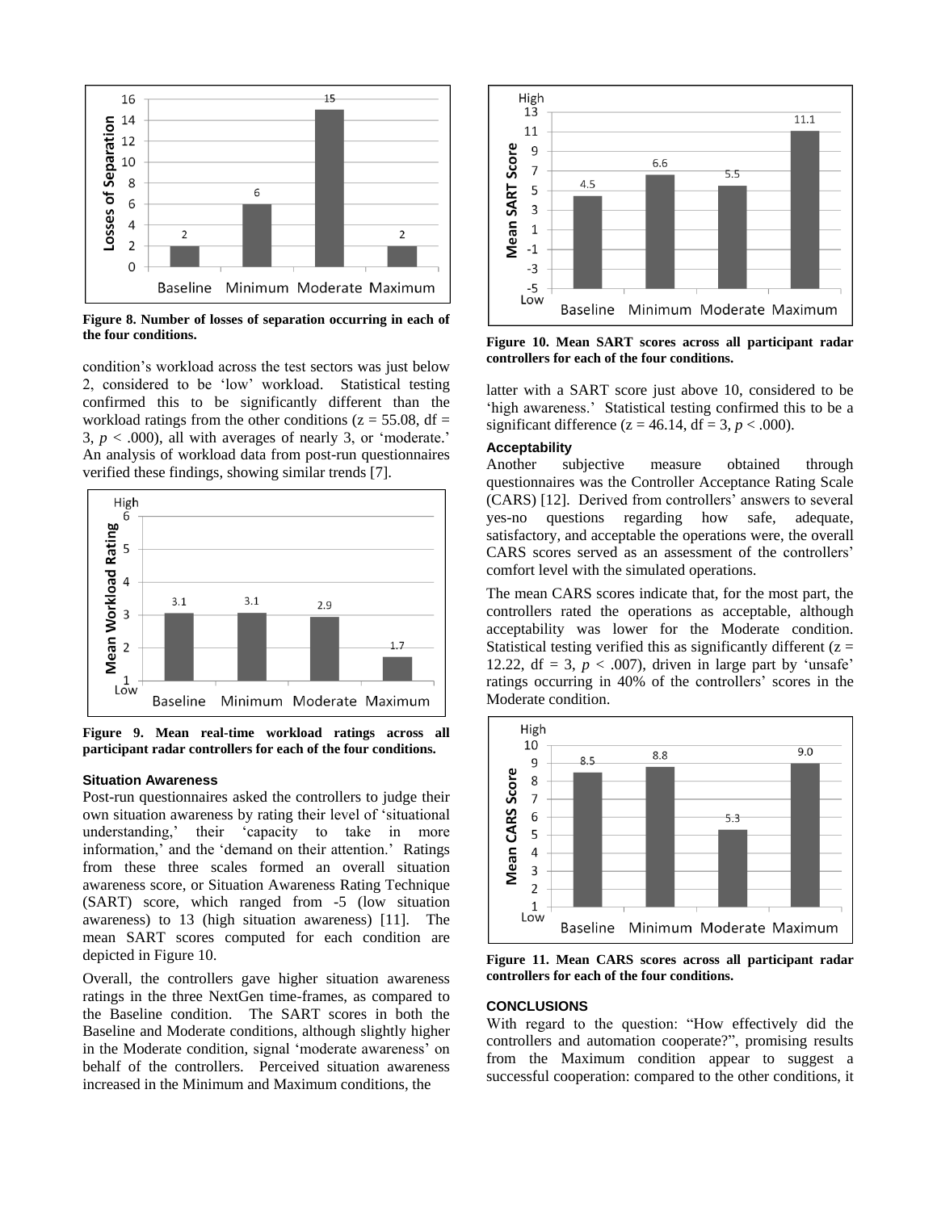Figure 8. Number of losses of separation occurring in each of the four conditions.

condition's workload across the test sectors was just below 2, considered to be 'low' workload. Statistical testing confirmed this to be significantly different than the workload ratings from the other conditions ($z = 55.08$, df = 3, $p < .000$), all with averages of nearly 3, or 'moderate.' An analysis of workload data from post-run questionnaires verified these findings, showing similar trends [7].

Figure 9. Mean real-time workload ratings across all participant radar controllers for each of the four conditions.

### Situation Awareness

Post-run questionnaires asked the controllers to judge their own situation awareness by rating their level of 'situational understanding,' their 'capacity to take in more information,' and the 'demand on their attention.' Ratings from these three scales formed an overall situation awareness score, or Situation Awareness Rating Technique (SART) score, which ranged from -5 (low situation awareness) to 13 (high situation awareness) [11]. The mean SART scores computed for each condition are depicted in Figure 10.

Overall, the controllers gave higher situation awareness ratings in the three NextGen time-frames, as compared to the Baseline condition. The SART scores in both the Baseline and Moderate conditions, although slightly higher in the Moderate condition, signal 'moderate awareness' on behalf of the controllers. Perceived situation awareness increased in the Minimum and Maximum conditions, the latter with a SART score just above 10, considered to be 'high awareness.' Statistical testing confirmed this to be a significant difference ($z = 46.14$, df = 3, $p < .000$).

Figure 10. Mean SART scores across all participant radar controllers for each of the four conditions.

### Acceptability

Another subjective measure obtained through questionnaires was the Controller Acceptance Rating Scale (CARS) [12]. Derived from controllers' answers to several yes-no questions regarding how safe, adequate, satisfactory, and acceptable the operations were, the overall CARS scores served as an assessment of the controllers' comfort level with the simulated operations.

The mean CARS scores indicate that, for the most part, the controllers rated the operations as acceptable, although acceptability was lower for the Moderate condition. Statistical testing verified this as significantly different ($z = 12.22$, df = 3, $p < .007$), driven in large part by 'unsafe' ratings occurring in 40% of the controllers' scores in the Moderate condition.

Figure 11. Mean CARS scores across all participant radar controllers for each of the four conditions.

## CONCLUSIONS

With regard to the question: "How effectively did the controllers and automation cooperate?", promising results from the Maximum condition appear to suggest a successful cooperation: compared to the other conditions, it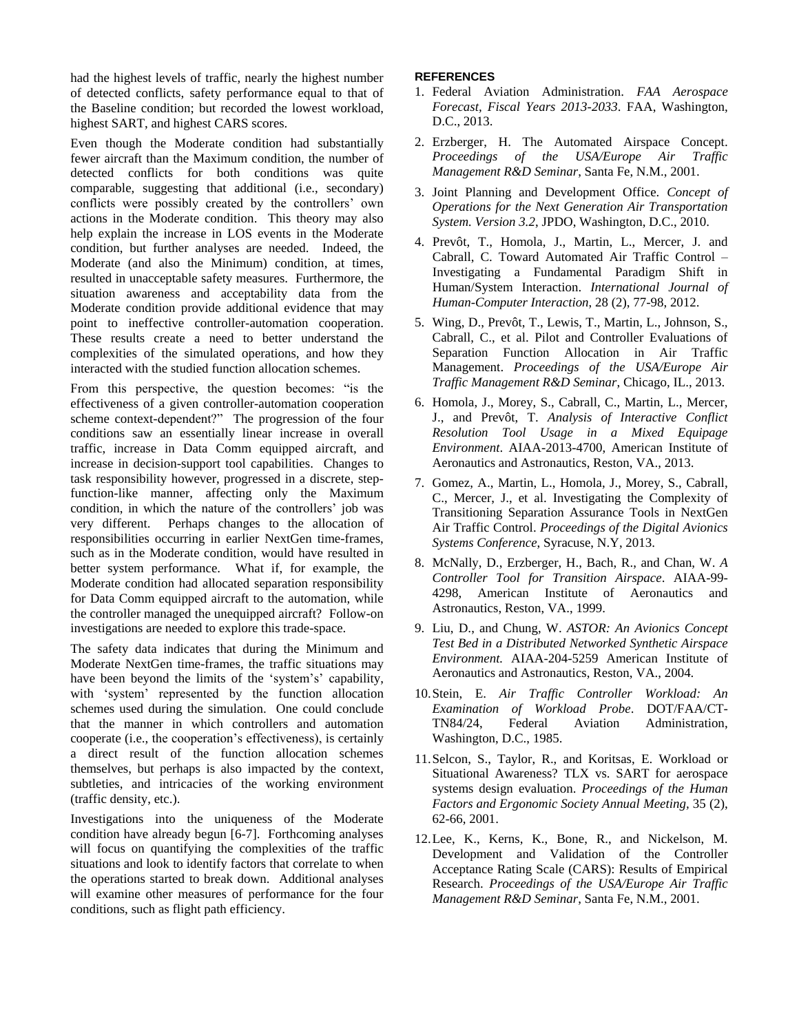had the highest levels of traffic, nearly the highest number of detected conflicts, safety performance equal to that of the Baseline condition; but recorded the lowest workload, highest SART, and highest CARS scores.

Even though the Moderate condition had substantially fewer aircraft than the Maximum condition, the number of detected conflicts for both conditions was quite comparable, suggesting that additional (i.e., secondary) conflicts were possibly created by the controllers' own actions in the Moderate condition. This theory may also help explain the increase in LOS events in the Moderate condition, but further analyses are needed. Indeed, the Moderate (and also the Minimum) condition, at times, resulted in unacceptable safety measures. Furthermore, the situation awareness and acceptability data from the Moderate condition provide additional evidence that may point to ineffective controller-automation cooperation. These results create a need to better understand the complexities of the simulated operations, and how they interacted with the studied function allocation schemes.

From this perspective, the question becomes: "is the effectiveness of a given controller-automation cooperation scheme context-dependent?" The progression of the four conditions saw an essentially linear increase in overall traffic, increase in Data Comm equipped aircraft, and increase in decision-support tool capabilities. Changes to task responsibility however, progressed in a discrete, step-function-like manner, affecting only the Maximum condition, in which the nature of the controllers' job was very different. Perhaps changes to the allocation of responsibilities occurring in earlier NextGen time-frames, such as in the Moderate condition, would have resulted in better system performance. What if, for example, the Moderate condition had allocated separation responsibility for Data Comm equipped aircraft to the automation, while the controller managed the unequipped aircraft? Follow-on investigations are needed to explore this trade-space.

The safety data indicates that during the Minimum and Moderate NextGen time-frames, the traffic situations may have been beyond the limits of the 'system's' capability, with 'system' represented by the function allocation schemes used during the simulation. One could conclude that the manner in which controllers and automation cooperate (i.e., the cooperation's effectiveness), is certainly a direct result of the function allocation schemes themselves, but perhaps is also impacted by the context, subtleties, and intricacies of the working environment (traffic density, etc.).

Investigations into the uniqueness of the Moderate condition have already begun [6-7]. Forthcoming analyses will focus on quantifying the complexities of the traffic situations and look to identify factors that correlate to when the operations started to break down. Additional analyses will examine other measures of performance for the four conditions, such as flight path efficiency.

## REFERENCES

1. Federal Aviation Administration. *FAA Aerospace Forecast, Fiscal Years 2013-2033*. FAA, Washington, D.C., 2013.
2. Erzberger, H. The Automated Airspace Concept. *Proceedings of the USA/Europe Air Traffic Management R&D Seminar*, Santa Fe, N.M., 2001.
3. Joint Planning and Development Office. *Concept of Operations for the Next Generation Air Transportation System. Version 3.2*, JPDO, Washington, D.C., 2010.
4. Prevôt, T., Homola, J., Martin, L., Mercer, J. and Cabrall, C. Toward Automated Air Traffic Control – Investigating a Fundamental Paradigm Shift in Human/System Interaction. *International Journal of Human-Computer Interaction*, 28 (2), 77-98, 2012.
5. Wing, D., Prevôt, T., Lewis, T., Martin, L., Johnson, S., Cabrall, C., et al. Pilot and Controller Evaluations of Separation Function Allocation in Air Traffic Management. *Proceedings of the USA/Europe Air Traffic Management R&D Seminar*, Chicago, IL., 2013.
6. Homola, J., Morey, S., Cabrall, C., Martin, L., Mercer, J., and Prevôt, T. *Analysis of Interactive Conflict Resolution Tool Usage in a Mixed Equipage Environment*. AIAA-2013-4700, American Institute of Aeronautics and Astronautics, Reston, VA., 2013.
7. Gomez, A., Martin, L., Homola, J., Morey, S., Cabrall, C., Mercer, J., et al. Investigating the Complexity of Transitioning Separation Assurance Tools in NextGen Air Traffic Control. *Proceedings of the Digital Avionics Systems Conference*, Syracuse, N.Y, 2013.
8. McNally, D., Erzberger, H., Bach, R., and Chan, W. *A Controller Tool for Transition Airspace*. AIAA-99-4298, American Institute of Aeronautics and Astronautics, Reston, VA., 1999.
9. Liu, D., and Chung, W. *ASTOR: An Avionics Concept Test Bed in a Distributed Networked Synthetic Airspace Environment.* AIAA-204-5259 American Institute of Aeronautics and Astronautics, Reston, VA., 2004.
10. Stein, E. *Air Traffic Controller Workload: An Examination of Workload Probe*. DOT/FAA/CT-TN84/24, Federal Aviation Administration, Washington, D.C., 1985.
11. Selcon, S., Taylor, R., and Koritsas, E. Workload or Situational Awareness? TLX vs. SART for aerospace systems design evaluation. *Proceedings of the Human Factors and Ergonomic Society Annual Meeting*, 35 (2), 62-66, 2001.
12. Lee, K., Kerns, K., Bone, R., and Nickelson, M. Development and Validation of the Controller Acceptance Rating Scale (CARS): Results of Empirical Research. *Proceedings of the USA/Europe Air Traffic Management R&D Seminar*, Santa Fe, N.M., 2001.